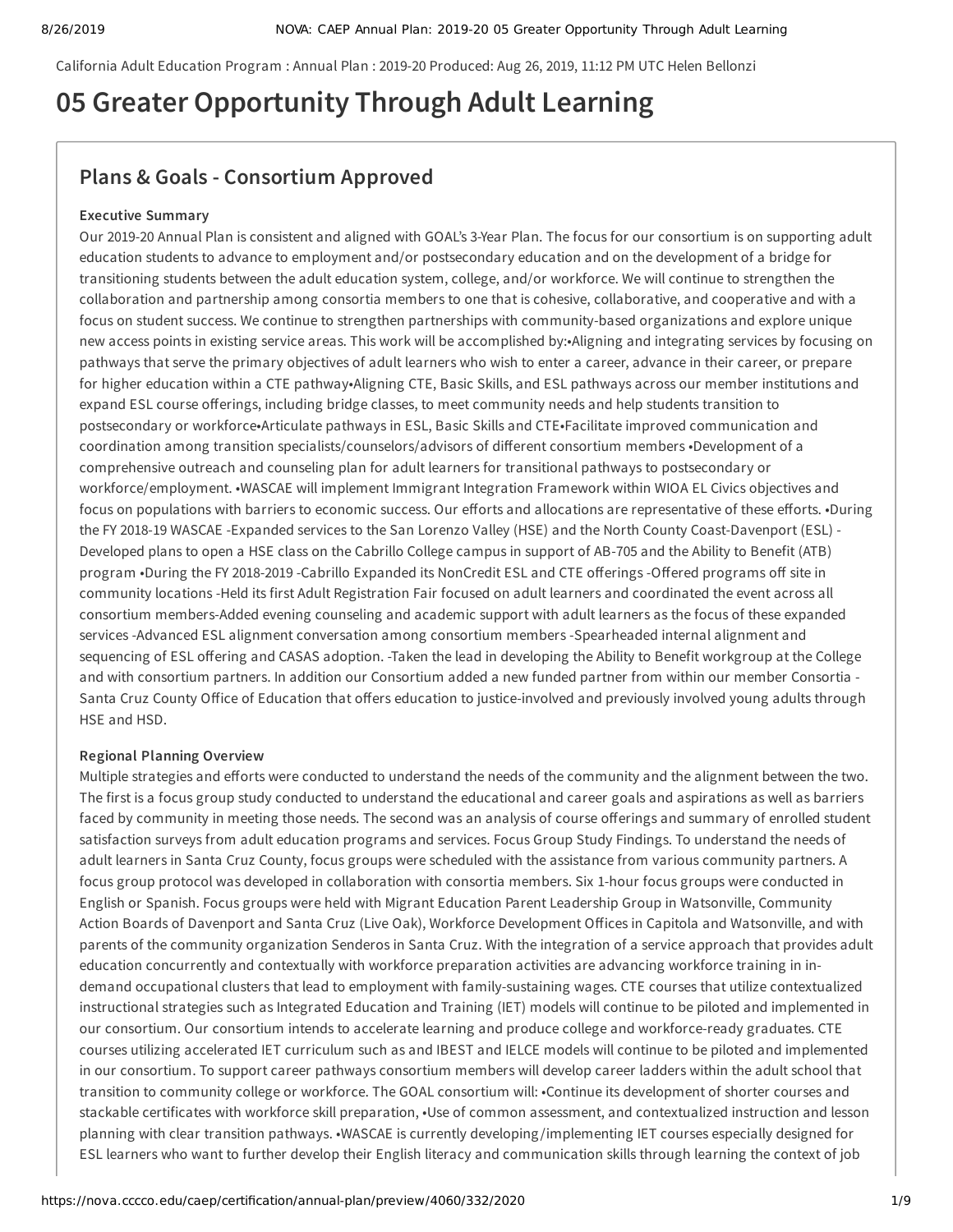California Adult Education Program : Annual Plan : 2019-20 Produced: Aug 26, 2019, 11:12 PM UTC Helen Bellonzi

# 05 Greater Opportunity Through Adult Learning

## Plans & Goals - Consortium Approved

### Executive Summary

Our 2019-20 Annual Plan is consistent and aligned with GOAL's 3-Year Plan. The focus for our consortium is on supporting adult education students to advance to employment and/or postsecondary education and on the development of a bridge for transitioning students between the adult education system, college, and/or workforce. We will continue to strengthen the collaboration and partnership among consortia members to one that is cohesive, collaborative, and cooperative and with a focus on student success. We continue to strengthen partnerships with community-based organizations and explore unique new access points in existing service areas. This work will be accomplished by:•Aligning and integrating services by focusing on pathways that serve the primary objectives of adult learners who wish to enter a career, advance in their career, or prepare for higher education within a CTE pathway•Aligning CTE, Basic Skills, and ESL pathways across our member institutions and expand ESL course offerings, including bridge classes, to meet community needs and help students transition to postsecondary or workforce•Articulate pathways in ESL, Basic Skills and CTE•Facilitate improved communication and coordination among transition specialists/counselors/advisors of different consortium members •Development of a comprehensive outreach and counseling plan for adult learners for transitional pathways to postsecondary or workforce/employment. •WASCAE will implement Immigrant Integration Framework within WIOA EL Civics objectives and focus on populations with barriers to economic success. Our efforts and allocations are representative of these efforts. •During the FY 2018-19 WASCAE -Expanded services to the San Lorenzo Valley (HSE) and the North County Coast-Davenport (ESL) -Developed plans to open a HSE class on the Cabrillo College campus in support of AB-705 and the Ability to Benefit (ATB) program •During the FY 2018-2019 -Cabrillo Expanded its NonCredit ESL and CTE offerings -Offered programs off site in community locations -Held its first Adult Registration Fair focused on adult learners and coordinated the event across all consortium members-Added evening counseling and academic support with adult learners as the focus of these expanded services -Advanced ESL alignment conversation among consortium members -Spearheaded internal alignment and sequencing of ESL offering and CASAS adoption. -Taken the lead in developing the Ability to Benefit workgroup at the College and with consortium partners. In addition our Consortium added a new funded partner from within our member Consortia - Santa Cruz County Office of Education that offers education to justice-involved and previously involved young adults through HSE and HSD.

### Regional Planning Overview

Multiple strategies and efforts were conducted to understand the needs of the community and the alignment between the two. The first is a focus group study conducted to understand the educational and career goals and aspirations as well as barriers faced by community in meeting those needs. The second was an analysis of course offerings and summary of enrolled student satisfaction surveys from adult education programs and services. Focus Group Study Findings. To understand the needs of adult learners in Santa Cruz County, focus groups were scheduled with the assistance from various community partners. A focus group protocol was developed in collaboration with consortia members. Six 1-hour focus groups were conducted in English or Spanish. Focus groups were held with Migrant Education Parent Leadership Group in Watsonville, Community Action Boards of Davenport and Santa Cruz (Live Oak), Workforce Development Offices in Capitola and Watsonville, and with parents of the community organization Senderos in Santa Cruz. With the integration of a service approach that provides adult education concurrently and contextually with workforce preparation activities are advancing workforce training in in-demand occupational clusters that lead to employment with family-sustaining wages. CTE courses that utilize contextualized instructional strategies such as Integrated Education and Training (IET) models will continue to be piloted and implemented in our consortium. Our consortium intends to accelerate learning and produce college and workforce-ready graduates. CTE courses utilizing accelerated IET curriculum such as and IBEST and IELCE models will continue to be piloted and implemented in our consortium. To support career pathways consortium members will develop career ladders within the adult school that transition to community college or workforce. The GOAL consortium will: •Continue its development of shorter courses and stackable certificates with workforce skill preparation, •Use of common assessment, and contextualized instruction and lesson planning with clear transition pathways. •WASCAE is currently developing/implementing IET courses especially designed for ESL learners who want to further develop their English literacy and communication skills through learning the context of job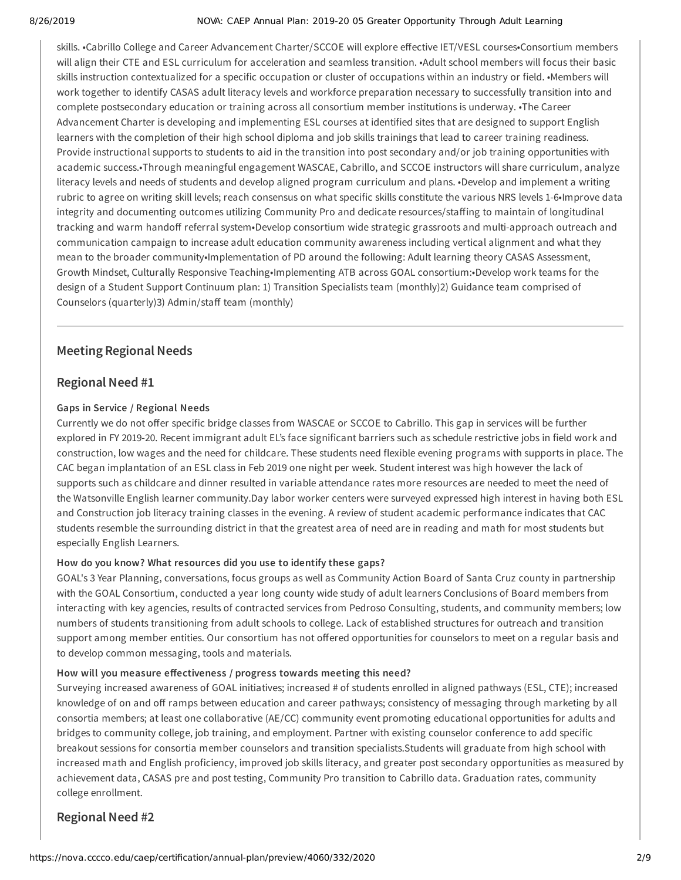skills. •Cabrillo College and Career Advancement Charter/SCCOE will explore effective IET/VESL courses•Consortium members will align their CTE and ESL curriculum for acceleration and seamless transition. •Adult school members will focus their basic skills instruction contextualized for a specific occupation or cluster of occupations within an industry or field. •Members will work together to identify CASAS adult literacy levels and workforce preparation necessary to successfully transition into and complete postsecondary education or training across all consortium member institutions is underway. •The Career Advancement Charter is developing and implementing ESL courses at identified sites that are designed to support English learners with the completion of their high school diploma and job skills trainings that lead to career training readiness. Provide instructional supports to students to aid in the transition into post secondary and/or job training opportunities with academic success.•Through meaningful engagement WASCAE, Cabrillo, and SCCOE instructors will share curriculum, analyze literacy levels and needs of students and develop aligned program curriculum and plans. •Develop and implement a writing rubric to agree on writing skill levels; reach consensus on what specific skills constitute the various NRS levels 1-6•Improve data integrity and documenting outcomes utilizing Community Pro and dedicate resources/staffing to maintain of longitudinal tracking and warm handoff referral system•Develop consortium wide strategic grassroots and multi-approach outreach and communication campaign to increase adult education community awareness including vertical alignment and what they mean to the broader community•Implementation of PD around the following: Adult learning theory CASAS Assessment, Growth Mindset, Culturally Responsive Teaching•Implementing ATB across GOAL consortium:•Develop work teams for the design of a Student Support Continuum plan: 1) Transition Specialists team (monthly)2) Guidance team comprised of Counselors (quarterly)3) Admin/staff team (monthly)

---

## Meeting Regional Needs

## Regional Need #1

#### Gaps in Service / Regional Needs

Currently we do not offer specific bridge classes from WASCAE or SCCOE to Cabrillo. This gap in services will be further explored in FY 2019-20. Recent immigrant adult EL's face significant barriers such as schedule restrictive jobs in field work and construction, low wages and the need for childcare. These students need flexible evening programs with supports in place. The CAC began implantation of an ESL class in Feb 2019 one night per week. Student interest was high however the lack of supports such as childcare and dinner resulted in variable attendance rates more resources are needed to meet the need of the Watsonville English learner community.Day labor worker centers were surveyed expressed high interest in having both ESL and Construction job literacy training classes in the evening. A review of student academic performance indicates that CAC students resemble the surrounding district in that the greatest area of need are in reading and math for most students but especially English Learners.

#### How do you know? What resources did you use to identify these gaps?

GOAL's 3 Year Planning, conversations, focus groups as well as Community Action Board of Santa Cruz county in partnership with the GOAL Consortium, conducted a year long county wide study of adult learners Conclusions of Board members from interacting with key agencies, results of contracted services from Pedroso Consulting, students, and community members; low numbers of students transitioning from adult schools to college. Lack of established structures for outreach and transition support among member entities. Our consortium has not offered opportunities for counselors to meet on a regular basis and to develop common messaging, tools and materials.

#### How will you measure effectiveness / progress towards meeting this need?

Surveying increased awareness of GOAL initiatives; increased # of students enrolled in aligned pathways (ESL, CTE); increased knowledge of on and off ramps between education and career pathways; consistency of messaging through marketing by all consortia members; at least one collaborative (AE/CC) community event promoting educational opportunities for adults and bridges to community college, job training, and employment. Partner with existing counselor conference to add specific breakout sessions for consortia member counselors and transition specialists.Students will graduate from high school with increased math and English proficiency, improved job skills literacy, and greater post secondary opportunities as measured by achievement data, CASAS pre and post testing, Community Pro transition to Cabrillo data. Graduation rates, community college enrollment.

## Regional Need #2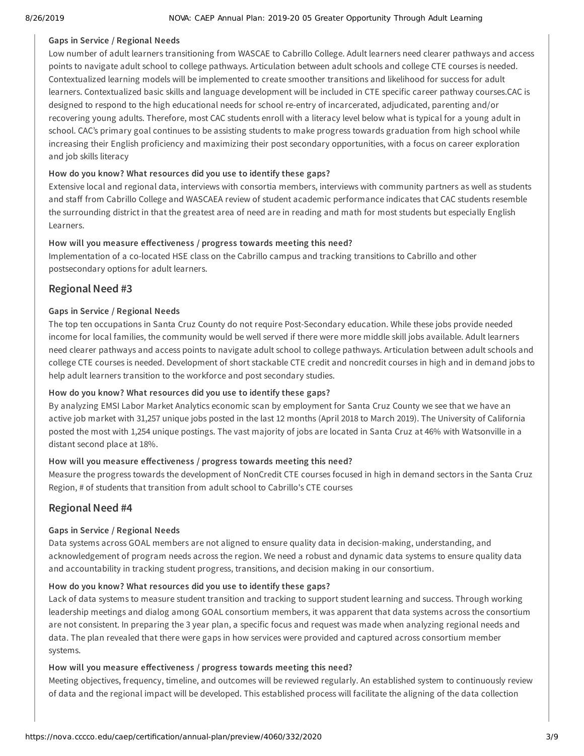**Gaps in Service / Regional Needs**

Low number of adult learners transitioning from WASCAE to Cabrillo College. Adult learners need clearer pathways and access points to navigate adult school to college pathways. Articulation between adult schools and college CTE courses is needed. Contextualized learning models will be implemented to create smoother transitions and likelihood for success for adult learners. Contextualized basic skills and language development will be included in CTE specific career pathway courses.CAC is designed to respond to the high educational needs for school re-entry of incarcerated, adjudicated, parenting and/or recovering young adults. Therefore, most CAC students enroll with a literacy level below what is typical for a young adult in school. CAC's primary goal continues to be assisting students to make progress towards graduation from high school while increasing their English proficiency and maximizing their post secondary opportunities, with a focus on career exploration and job skills literacy

**How do you know? What resources did you use to identify these gaps?**

Extensive local and regional data, interviews with consortia members, interviews with community partners as well as students and staff from Cabrillo College and WASCAEA review of student academic performance indicates that CAC students resemble the surrounding district in that the greatest area of need are in reading and math for most students but especially English Learners.

**How will you measure effectiveness / progress towards meeting this need?**

Implementation of a co-located HSE class on the Cabrillo campus and tracking transitions to Cabrillo and other postsecondary options for adult learners.

## Regional Need #3

**Gaps in Service / Regional Needs**

The top ten occupations in Santa Cruz County do not require Post-Secondary education. While these jobs provide needed income for local families, the community would be well served if there were more middle skill jobs available. Adult learners need clearer pathways and access points to navigate adult school to college pathways. Articulation between adult schools and college CTE courses is needed. Development of short stackable CTE credit and noncredit courses in high and in demand jobs to help adult learners transition to the workforce and post secondary studies.

**How do you know? What resources did you use to identify these gaps?**

By analyzing EMSI Labor Market Analytics economic scan by employment for Santa Cruz County we see that we have an active job market with 31,257 unique jobs posted in the last 12 months (April 2018 to March 2019). The University of California posted the most with 1,254 unique postings. The vast majority of jobs are located in Santa Cruz at 46% with Watsonville in a distant second place at 18%.

**How will you measure effectiveness / progress towards meeting this need?**

Measure the progress towards the development of NonCredit CTE courses focused in high in demand sectors in the Santa Cruz Region, # of students that transition from adult school to Cabrillo's CTE courses

## Regional Need #4

**Gaps in Service / Regional Needs**

Data systems across GOAL members are not aligned to ensure quality data in decision-making, understanding, and acknowledgement of program needs across the region. We need a robust and dynamic data systems to ensure quality data and accountability in tracking student progress, transitions, and decision making in our consortium.

**How do you know? What resources did you use to identify these gaps?**

Lack of data systems to measure student transition and tracking to support student learning and success. Through working leadership meetings and dialog among GOAL consortium members, it was apparent that data systems across the consortium are not consistent. In preparing the 3 year plan, a specific focus and request was made when analyzing regional needs and data. The plan revealed that there were gaps in how services were provided and captured across consortium member systems.

**How will you measure effectiveness / progress towards meeting this need?**

Meeting objectives, frequency, timeline, and outcomes will be reviewed regularly. An established system to continuously review of data and the regional impact will be developed. This established process will facilitate the aligning of the data collection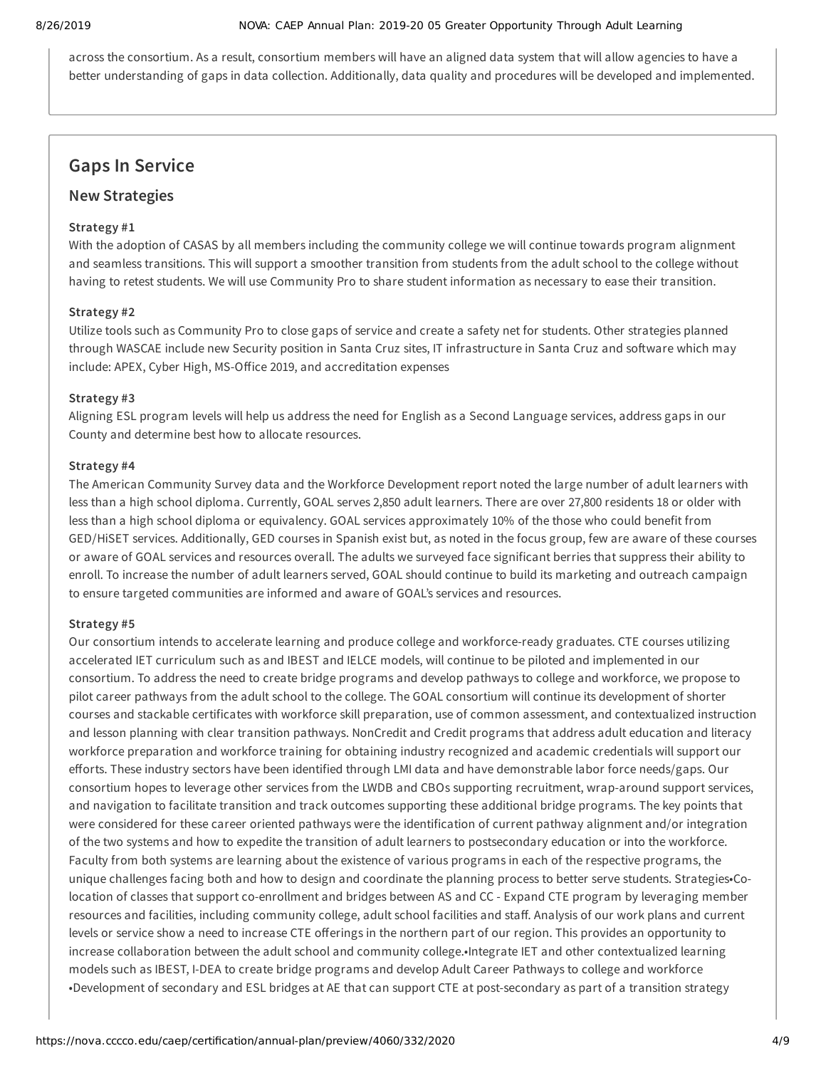across the consortium. As a result, consortium members will have an aligned data system that will allow agencies to have a better understanding of gaps in data collection. Additionally, data quality and procedures will be developed and implemented.

## Gaps In Service

### New Strategies

**Strategy #1**

With the adoption of CASAS by all members including the community college we will continue towards program alignment and seamless transitions. This will support a smoother transition from students from the adult school to the college without having to retest students. We will use Community Pro to share student information as necessary to ease their transition.

**Strategy #2**

Utilize tools such as Community Pro to close gaps of service and create a safety net for students. Other strategies planned through WASCAE include new Security position in Santa Cruz sites, IT infrastructure in Santa Cruz and software which may include: APEX, Cyber High, MS-Office 2019, and accreditation expenses

**Strategy #3**

Aligning ESL program levels will help us address the need for English as a Second Language services, address gaps in our County and determine best how to allocate resources.

**Strategy #4**

The American Community Survey data and the Workforce Development report noted the large number of adult learners with less than a high school diploma. Currently, GOAL serves 2,850 adult learners. There are over 27,800 residents 18 or older with less than a high school diploma or equivalency. GOAL services approximately 10% of the those who could benefit from GED/HiSET services. Additionally, GED courses in Spanish exist but, as noted in the focus group, few are aware of these courses or aware of GOAL services and resources overall. The adults we surveyed face significant berries that suppress their ability to enroll. To increase the number of adult learners served, GOAL should continue to build its marketing and outreach campaign to ensure targeted communities are informed and aware of GOAL's services and resources.

**Strategy #5**

Our consortium intends to accelerate learning and produce college and workforce-ready graduates. CTE courses utilizing accelerated IET curriculum such as and IBEST and IELCE models, will continue to be piloted and implemented in our consortium. To address the need to create bridge programs and develop pathways to college and workforce, we propose to pilot career pathways from the adult school to the college. The GOAL consortium will continue its development of shorter courses and stackable certificates with workforce skill preparation, use of common assessment, and contextualized instruction and lesson planning with clear transition pathways. NonCredit and Credit programs that address adult education and literacy workforce preparation and workforce training for obtaining industry recognized and academic credentials will support our efforts. These industry sectors have been identified through LMI data and have demonstrable labor force needs/gaps. Our consortium hopes to leverage other services from the LWDB and CBOs supporting recruitment, wrap-around support services, and navigation to facilitate transition and track outcomes supporting these additional bridge programs. The key points that were considered for these career oriented pathways were the identification of current pathway alignment and/or integration of the two systems and how to expedite the transition of adult learners to postsecondary education or into the workforce. Faculty from both systems are learning about the existence of various programs in each of the respective programs, the unique challenges facing both and how to design and coordinate the planning process to better serve students. Strategies•Co-location of classes that support co-enrollment and bridges between AS and CC - Expand CTE program by leveraging member resources and facilities, including community college, adult school facilities and staff. Analysis of our work plans and current levels or service show a need to increase CTE offerings in the northern part of our region. This provides an opportunity to increase collaboration between the adult school and community college.•Integrate IET and other contextualized learning models such as IBEST, I-DEA to create bridge programs and develop Adult Career Pathways to college and workforce •Development of secondary and ESL bridges at AE that can support CTE at post-secondary as part of a transition strategy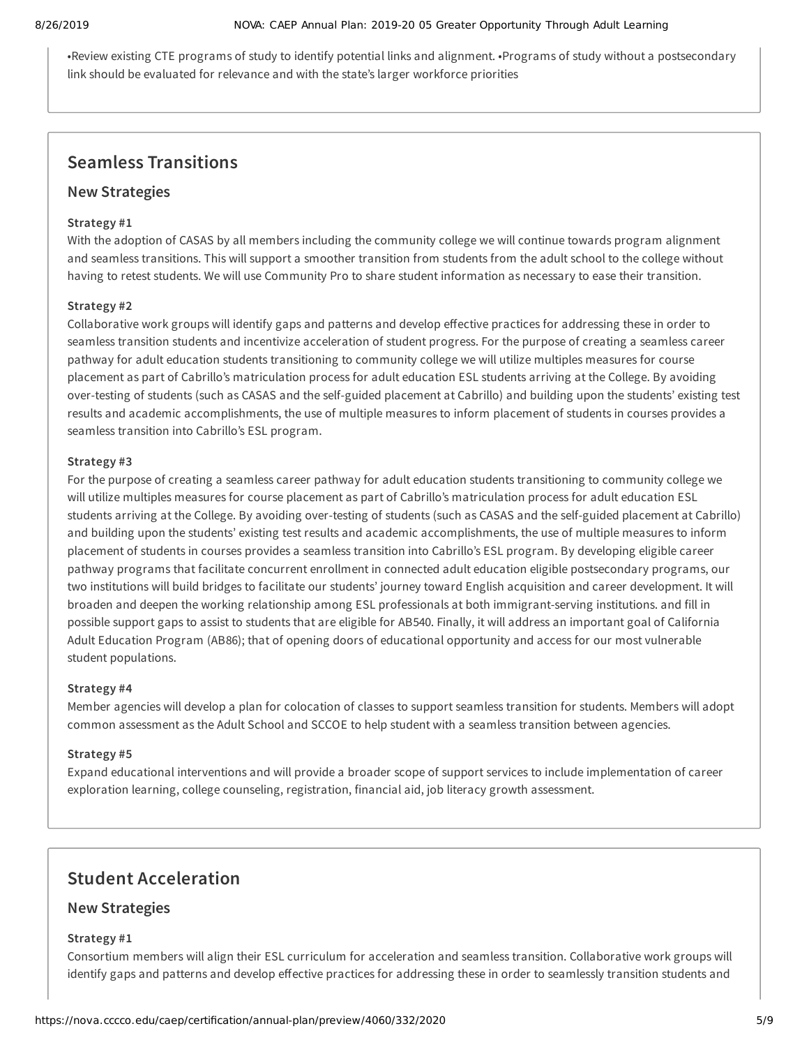•Review existing CTE programs of study to identify potential links and alignment. •Programs of study without a postsecondary link should be evaluated for relevance and with the state's larger workforce priorities

## Seamless Transitions

### New Strategies

**Strategy #1**

With the adoption of CASAS by all members including the community college we will continue towards program alignment and seamless transitions. This will support a smoother transition from students from the adult school to the college without having to retest students. We will use Community Pro to share student information as necessary to ease their transition.

**Strategy #2**

Collaborative work groups will identify gaps and patterns and develop effective practices for addressing these in order to seamless transition students and incentivize acceleration of student progress. For the purpose of creating a seamless career pathway for adult education students transitioning to community college we will utilize multiples measures for course placement as part of Cabrillo's matriculation process for adult education ESL students arriving at the College. By avoiding over-testing of students (such as CASAS and the self-guided placement at Cabrillo) and building upon the students' existing test results and academic accomplishments, the use of multiple measures to inform placement of students in courses provides a seamless transition into Cabrillo's ESL program.

**Strategy #3**

For the purpose of creating a seamless career pathway for adult education students transitioning to community college we will utilize multiples measures for course placement as part of Cabrillo's matriculation process for adult education ESL students arriving at the College. By avoiding over-testing of students (such as CASAS and the self-guided placement at Cabrillo) and building upon the students' existing test results and academic accomplishments, the use of multiple measures to inform placement of students in courses provides a seamless transition into Cabrillo's ESL program. By developing eligible career pathway programs that facilitate concurrent enrollment in connected adult education eligible postsecondary programs, our two institutions will build bridges to facilitate our students' journey toward English acquisition and career development. It will broaden and deepen the working relationship among ESL professionals at both immigrant-serving institutions. and fill in possible support gaps to assist to students that are eligible for AB540. Finally, it will address an important goal of California Adult Education Program (AB86); that of opening doors of educational opportunity and access for our most vulnerable student populations.

**Strategy #4**

Member agencies will develop a plan for colocation of classes to support seamless transition for students. Members will adopt common assessment as the Adult School and SCCOE to help student with a seamless transition between agencies.

**Strategy #5**

Expand educational interventions and will provide a broader scope of support services to include implementation of career exploration learning, college counseling, registration, financial aid, job literacy growth assessment.

## Student Acceleration

### New Strategies

**Strategy #1**

Consortium members will align their ESL curriculum for acceleration and seamless transition. Collaborative work groups will identify gaps and patterns and develop effective practices for addressing these in order to seamlessly transition students and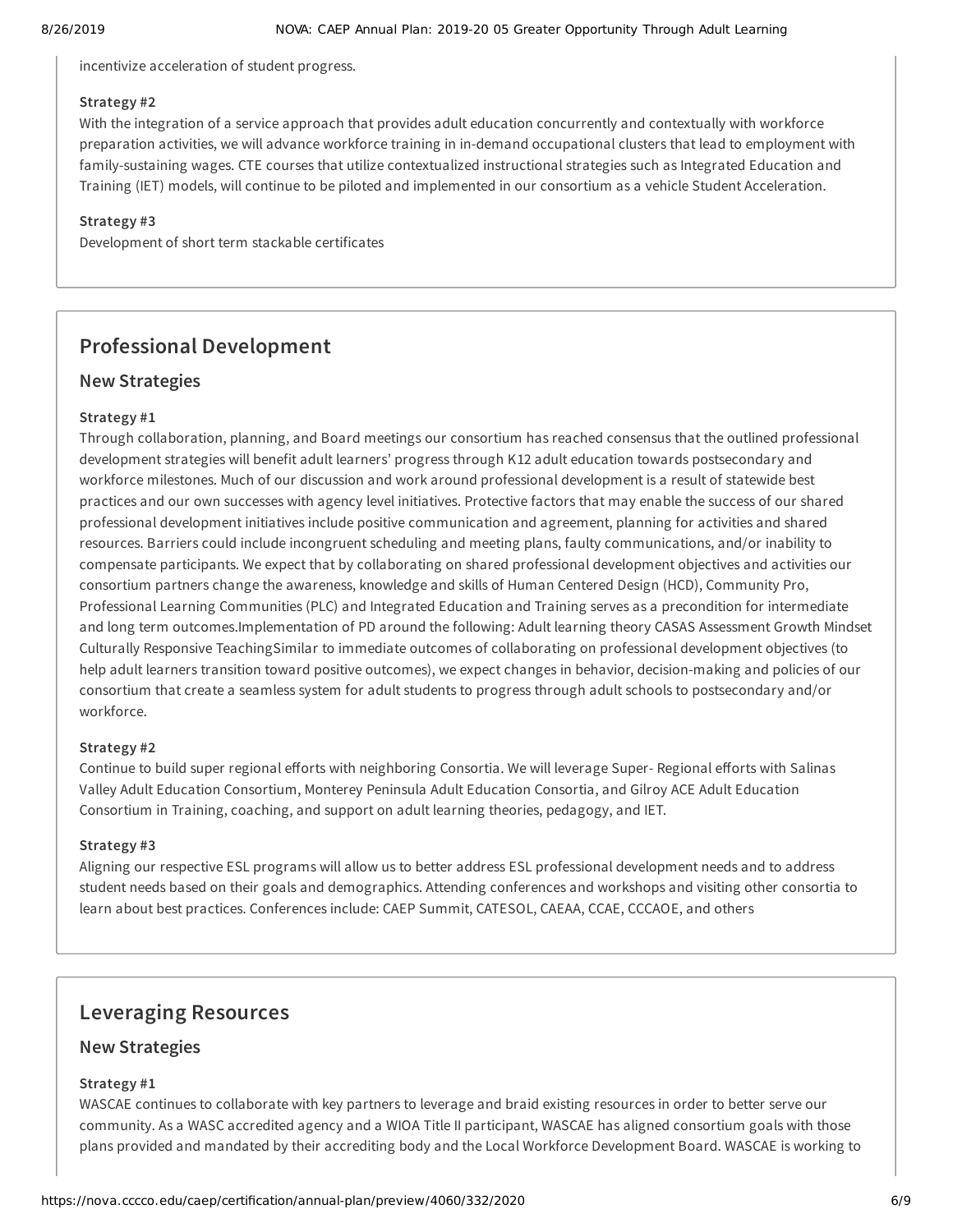incentivize acceleration of student progress.

**Strategy #2**

With the integration of a service approach that provides adult education concurrently and contextually with workforce preparation activities, we will advance workforce training in in-demand occupational clusters that lead to employment with family-sustaining wages. CTE courses that utilize contextualized instructional strategies such as Integrated Education and Training (IET) models, will continue to be piloted and implemented in our consortium as a vehicle Student Acceleration.

**Strategy #3**

Development of short term stackable certificates

## Professional Development

### New Strategies

**Strategy #1**

Through collaboration, planning, and Board meetings our consortium has reached consensus that the outlined professional development strategies will benefit adult learners' progress through K12 adult education towards postsecondary and workforce milestones. Much of our discussion and work around professional development is a result of statewide best practices and our own successes with agency level initiatives. Protective factors that may enable the success of our shared professional development initiatives include positive communication and agreement, planning for activities and shared resources. Barriers could include incongruent scheduling and meeting plans, faulty communications, and/or inability to compensate participants. We expect that by collaborating on shared professional development objectives and activities our consortium partners change the awareness, knowledge and skills of Human Centered Design (HCD), Community Pro, Professional Learning Communities (PLC) and Integrated Education and Training serves as a precondition for intermediate and long term outcomes.Implementation of PD around the following: Adult learning theory CASAS Assessment Growth Mindset Culturally Responsive TeachingSimilar to immediate outcomes of collaborating on professional development objectives (to help adult learners transition toward positive outcomes), we expect changes in behavior, decision-making and policies of our consortium that create a seamless system for adult students to progress through adult schools to postsecondary and/or workforce.

**Strategy #2**

Continue to build super regional efforts with neighboring Consortia. We will leverage Super- Regional efforts with Salinas Valley Adult Education Consortium, Monterey Peninsula Adult Education Consortia, and Gilroy ACE Adult Education Consortium in Training, coaching, and support on adult learning theories, pedagogy, and IET.

**Strategy #3**

Aligning our respective ESL programs will allow us to better address ESL professional development needs and to address student needs based on their goals and demographics. Attending conferences and workshops and visiting other consortia to learn about best practices. Conferences include: CAEP Summit, CATESOL, CAEAA, CCAE, CCCAOE, and others

## Leveraging Resources

### New Strategies

**Strategy #1**

WASCAE continues to collaborate with key partners to leverage and braid existing resources in order to better serve our community. As a WASC accredited agency and a WIOA Title II participant, WASCAE has aligned consortium goals with those plans provided and mandated by their accrediting body and the Local Workforce Development Board. WASCAE is working to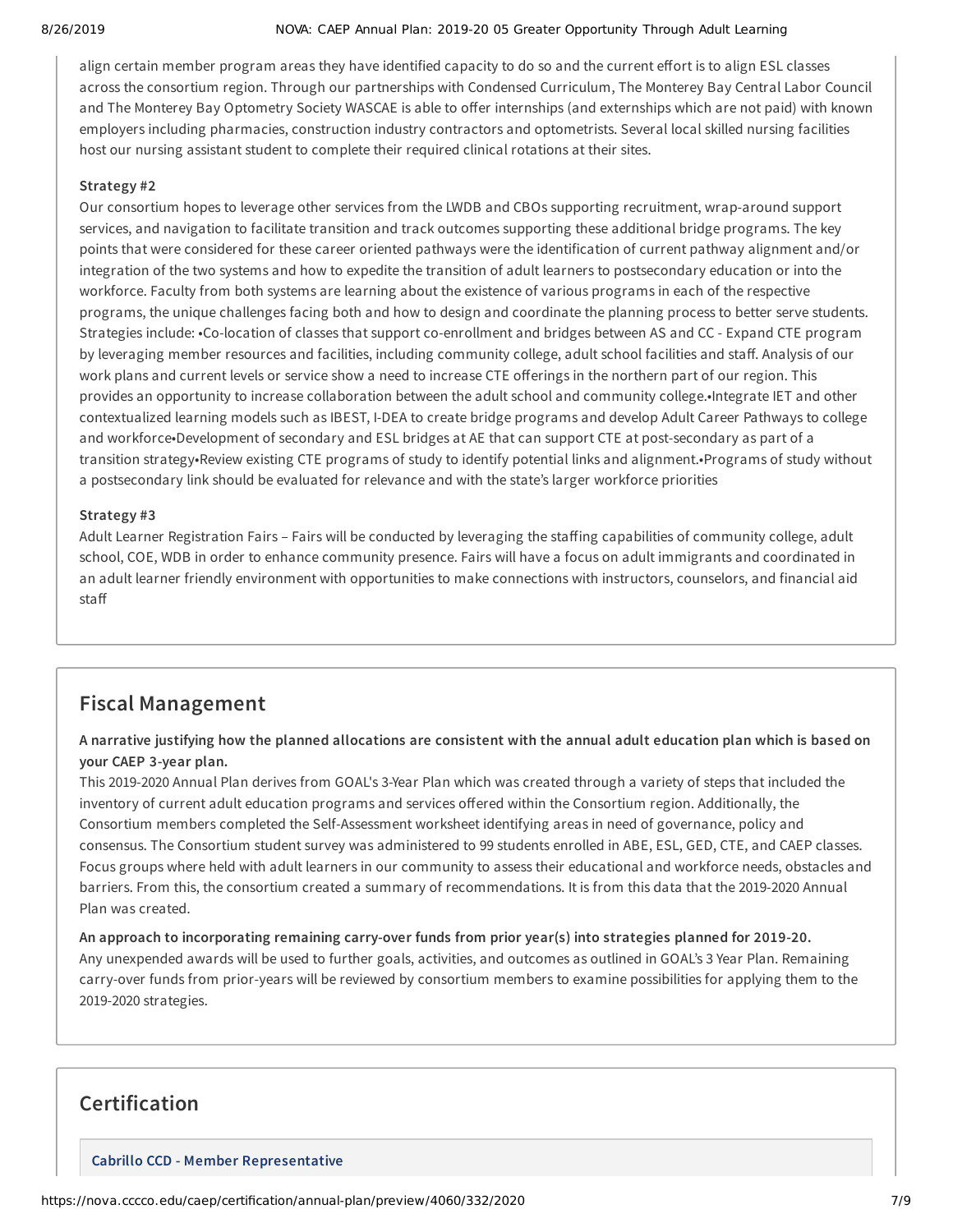align certain member program areas they have identified capacity to do so and the current effort is to align ESL classes across the consortium region. Through our partnerships with Condensed Curriculum, The Monterey Bay Central Labor Council and The Monterey Bay Optometry Society WASCAE is able to offer internships (and externships which are not paid) with known employers including pharmacies, construction industry contractors and optometrists. Several local skilled nursing facilities host our nursing assistant student to complete their required clinical rotations at their sites.

**Strategy #2**

Our consortium hopes to leverage other services from the LWDB and CBOs supporting recruitment, wrap-around support services, and navigation to facilitate transition and track outcomes supporting these additional bridge programs. The key points that were considered for these career oriented pathways were the identification of current pathway alignment and/or integration of the two systems and how to expedite the transition of adult learners to postsecondary education or into the workforce. Faculty from both systems are learning about the existence of various programs in each of the respective programs, the unique challenges facing both and how to design and coordinate the planning process to better serve students. Strategies include: •Co-location of classes that support co-enrollment and bridges between AS and CC - Expand CTE program by leveraging member resources and facilities, including community college, adult school facilities and staff. Analysis of our work plans and current levels or service show a need to increase CTE offerings in the northern part of our region. This provides an opportunity to increase collaboration between the adult school and community college.•Integrate IET and other contextualized learning models such as IBEST, I-DEA to create bridge programs and develop Adult Career Pathways to college and workforce•Development of secondary and ESL bridges at AE that can support CTE at post-secondary as part of a transition strategy•Review existing CTE programs of study to identify potential links and alignment.•Programs of study without a postsecondary link should be evaluated for relevance and with the state's larger workforce priorities

**Strategy #3**

Adult Learner Registration Fairs – Fairs will be conducted by leveraging the staffing capabilities of community college, adult school, COE, WDB in order to enhance community presence. Fairs will have a focus on adult immigrants and coordinated in an adult learner friendly environment with opportunities to make connections with instructors, counselors, and financial aid staff

## Fiscal Management

**A narrative justifying how the planned allocations are consistent with the annual adult education plan which is based on your CAEP 3-year plan.**

This 2019-2020 Annual Plan derives from GOAL's 3-Year Plan which was created through a variety of steps that included the inventory of current adult education programs and services offered within the Consortium region. Additionally, the Consortium members completed the Self-Assessment worksheet identifying areas in need of governance, policy and consensus. The Consortium student survey was administered to 99 students enrolled in ABE, ESL, GED, CTE, and CAEP classes. Focus groups where held with adult learners in our community to assess their educational and workforce needs, obstacles and barriers. From this, the consortium created a summary of recommendations. It is from this data that the 2019-2020 Annual Plan was created.

**An approach to incorporating remaining carry-over funds from prior year(s) into strategies planned for 2019-20.**

Any unexpended awards will be used to further goals, activities, and outcomes as outlined in GOAL's 3 Year Plan. Remaining carry-over funds from prior-years will be reviewed by consortium members to examine possibilities for applying them to the 2019-2020 strategies.

## Certification

**Cabrillo CCD - Member Representative**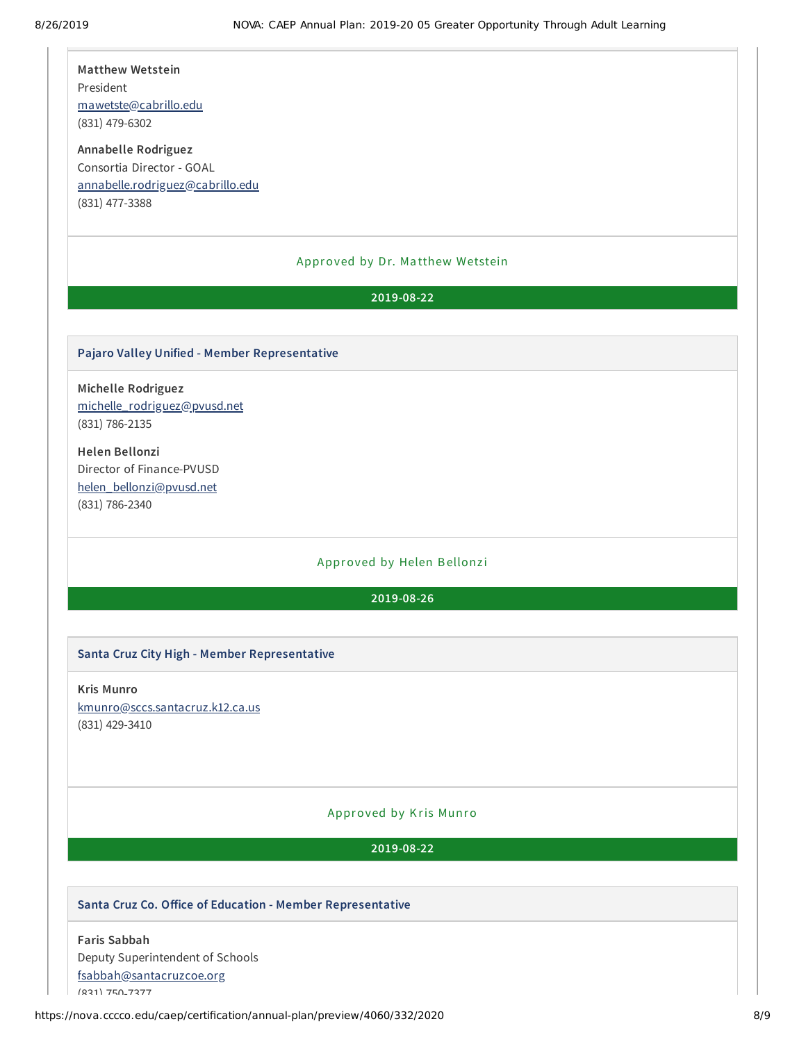**Matthew Wetstein**
President
mawetste@cabrillo.edu
(831) 479-6302

**Annabelle Rodriguez**
Consortia Director - GOAL
annabelle.rodriguez@cabrillo.edu
(831) 477-3388

Approved by Dr. Matthew Wetstein

**2019-08-22**

### Pajaro Valley Unified - Member Representative

**Michelle Rodriguez**
michelle_rodriguez@pvusd.net
(831) 786-2135

**Helen Bellonzi**
Director of Finance-PVUSD
helen_bellonzi@pvusd.net
(831) 786-2340

Approved by Helen Bellonzi

**2019-08-26**

### Santa Cruz City High - Member Representative

**Kris Munro**
kmunro@sccs.santacruz.k12.ca.us
(831) 429-3410

Approved by Kris Munro

**2019-08-22**

### Santa Cruz Co. Office of Education - Member Representative

**Faris Sabbah**
Deputy Superintendent of Schools
fsabbah@santacruzcoe.org
(831) 750-7377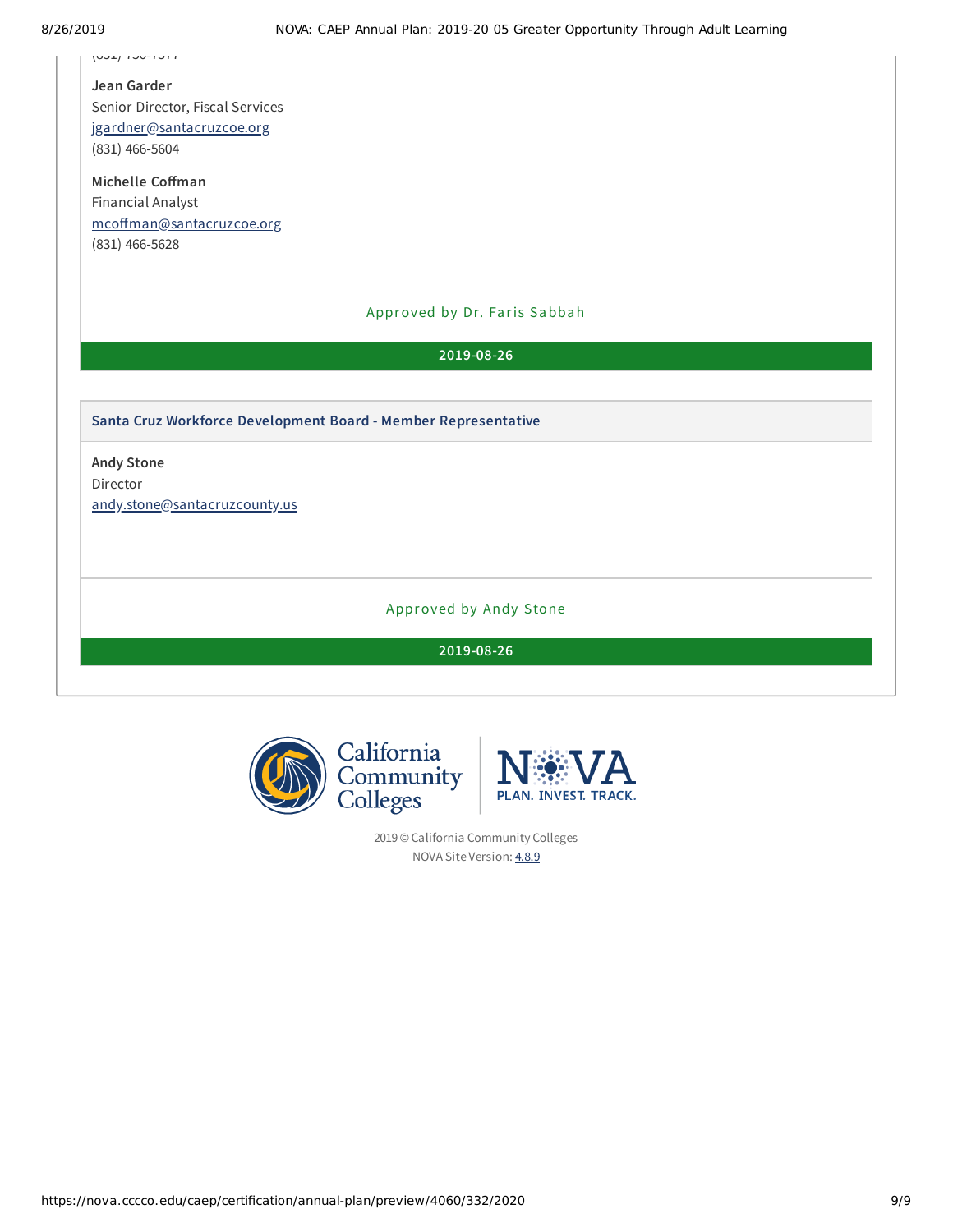**Jean Garder**
Senior Director, Fiscal Services
jgardner@santacruzcoe.org
(831) 466-5604

**Michelle Coffman**
Financial Analyst
mcoffman@santacruzcoe.org
(831) 466-5628

Approved by Dr. Faris Sabbah

**2019-08-26**

**Santa Cruz Workforce Development Board - Member Representative**

**Andy Stone**
Director
andy.stone@santacruzcounty.us

Approved by Andy Stone

**2019-08-26**

2019 © California Community Colleges
NOVA Site Version: 4.8.9